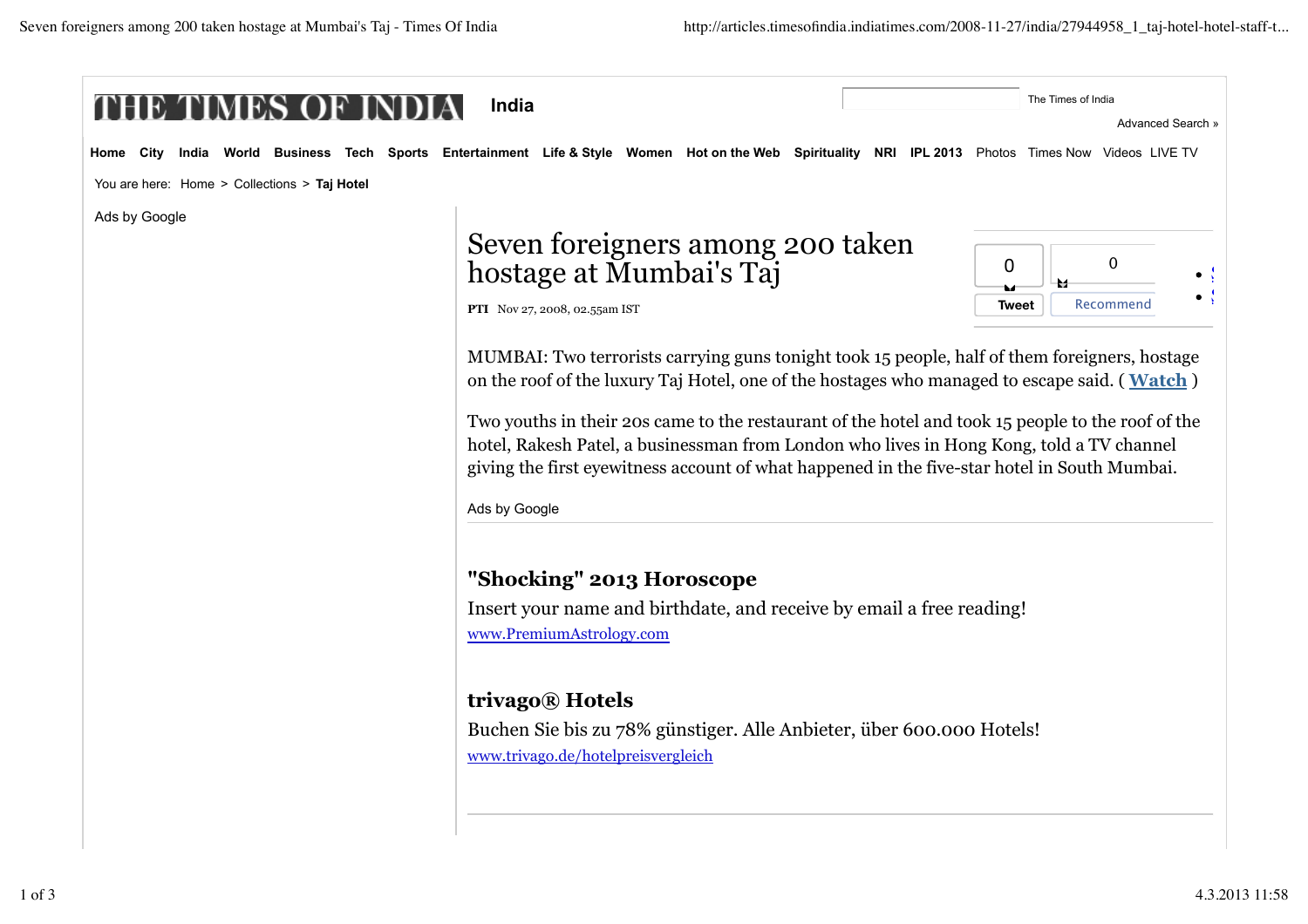# THE TIMES OF INDIA India

The Times of India

Advanced Search »

Home City India World Business Tech Sports Entertainment Life & Style Women Hot on the Web Spirituality NRI IPL 2013 Photos Times Now Videos LIVE TV

You are here: Home > Collections > **Taj Hotel**

Ads by Google

# Seven foreigners among 200 taken hostage at Mumbai's Taj

**PTI** Nov 27, 2008, 02.55am IST

0 Tweet | 0 Recommend

MUMBAI: Two terrorists carrying guns tonight took 15 people, half of them foreigners, hostage on the roof of the luxury Taj Hotel, one of the hostages who managed to escape said. ( **Watch** )

Two youths in their 20s came to the restaurant of the hotel and took 15 people to the roof of the hotel, Rakesh Patel, a businessman from London who lives in Hong Kong, told a TV channel giving the first eyewitness account of what happened in the five-star hotel in South Mumbai.

Ads by Google

**"Shocking" 2013 Horoscope**

Insert your name and birthdate, and receive by email a free reading!

www.PremiumAstrology.com

**trivago® Hotels**

Buchen Sie bis zu 78% günstiger. Alle Anbieter, über 600.000 Hotels!

www.trivago.de/hotelpreisvergleich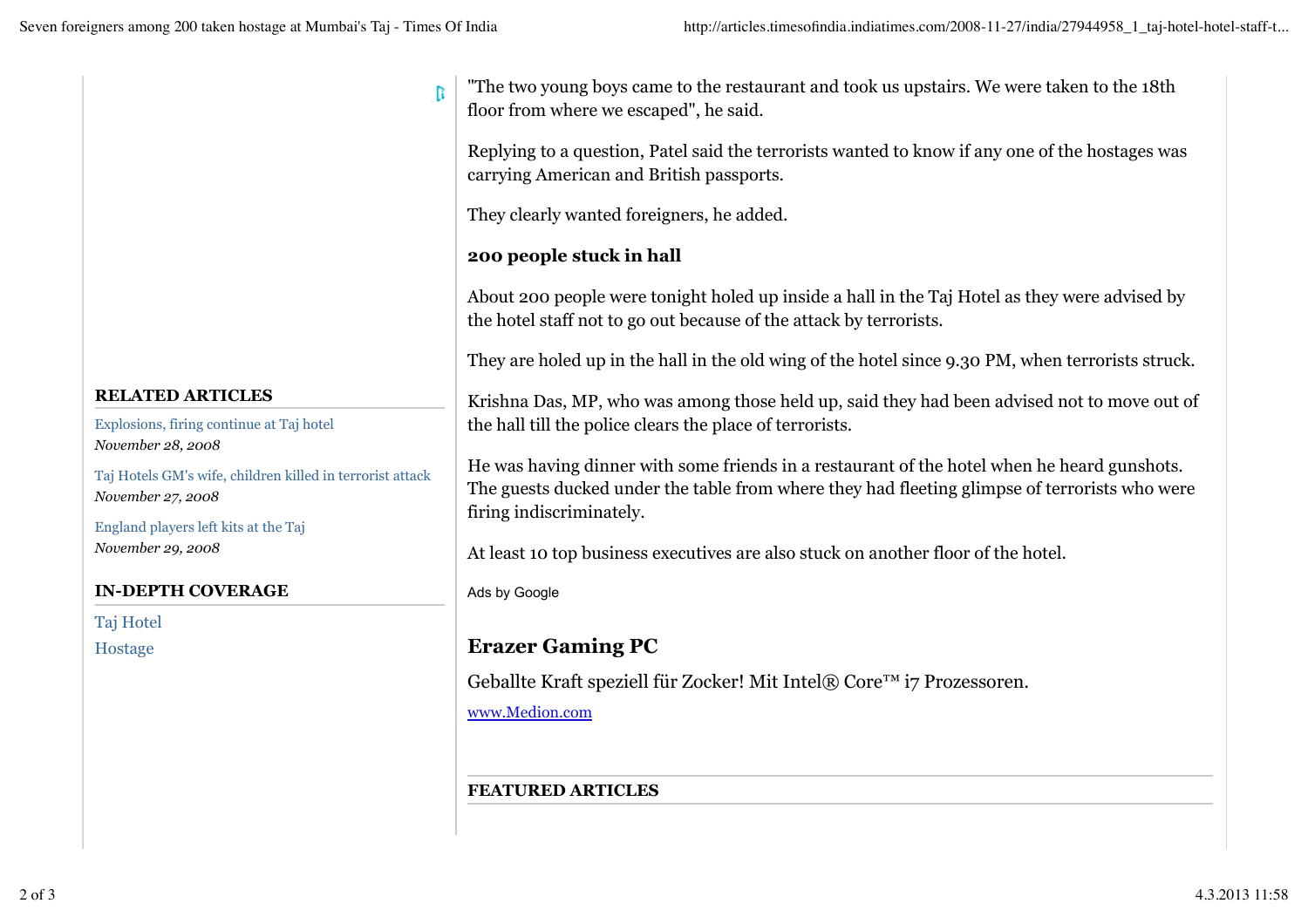"The two young boys came to the restaurant and took us upstairs. We were taken to the 18th floor from where we escaped", he said.

Replying to a question, Patel said the terrorists wanted to know if any one of the hostages was carrying American and British passports.

They clearly wanted foreigners, he added.

**200 people stuck in hall**

About 200 people were tonight holed up inside a hall in the Taj Hotel as they were advised by the hotel staff not to go out because of the attack by terrorists.

They are holed up in the hall in the old wing of the hotel since 9.30 PM, when terrorists struck.

Krishna Das, MP, who was among those held up, said they had been advised not to move out of the hall till the police clears the place of terrorists.

He was having dinner with some friends in a restaurant of the hotel when he heard gunshots. The guests ducked under the table from where they had fleeting glimpse of terrorists who were firing indiscriminately.

At least 10 top business executives are also stuck on another floor of the hotel.

Ads by Google

## Erazer Gaming PC

Geballte Kraft speziell für Zocker! Mit Intel® Core™ i7 Prozessoren.

www.Medion.com

### FEATURED ARTICLES

### RELATED ARTICLES

Explosions, firing continue at Taj hotel
*November 28, 2008*

Taj Hotels GM's wife, children killed in terrorist attack
*November 27, 2008*

England players left kits at the Taj
*November 29, 2008*

### IN-DEPTH COVERAGE

Taj Hotel

Hostage